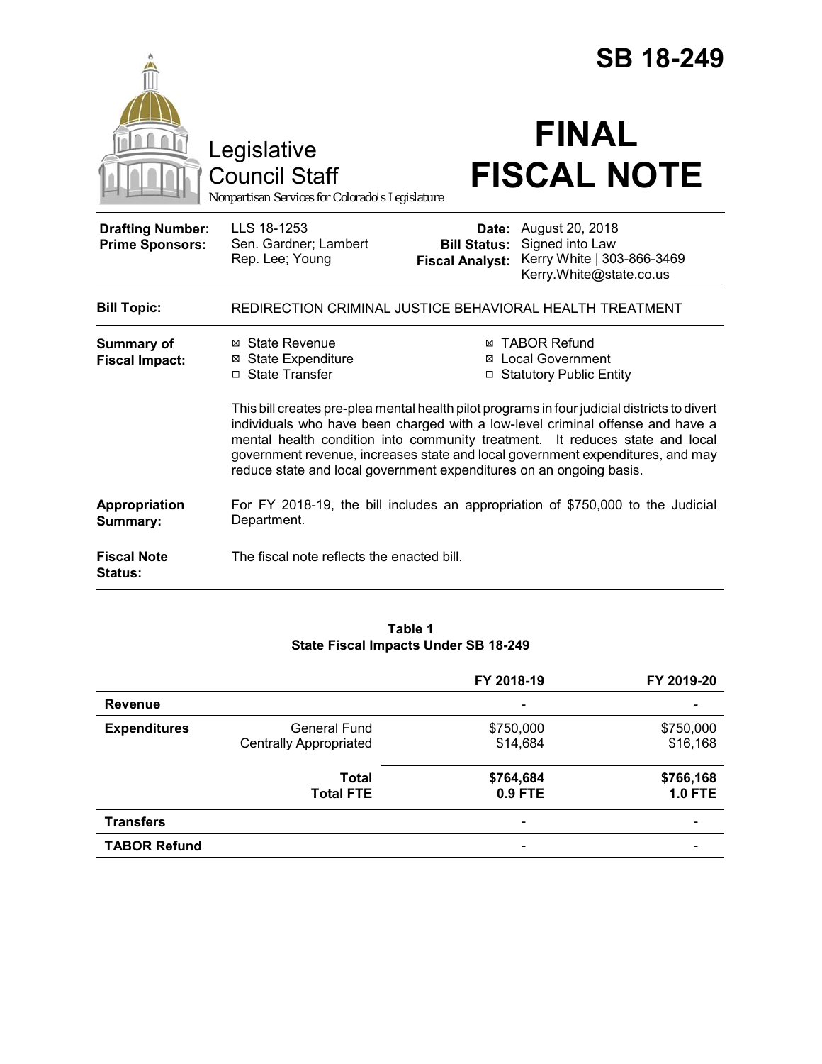# SB 18-249

Legislative Council Staff

*Nonpartisan Services for Colorado's Legislature*

# FINAL FISCAL NOTE

| | | | |
|---|---|---|---|
| **Drafting Number:** | LLS 18-1253 | **Date:** | August 20, 2018 |
| **Prime Sponsors:** | Sen. Gardner; Lambert<br>Rep. Lee; Young | **Bill Status:** | Signed into Law |
| | | **Fiscal Analyst:** | Kerry White \| 303-866-3469<br>Kerry.White@state.co.us |

| | |
|---|---|
| **Bill Topic:** | REDIRECTION CRIMINAL JUSTICE BEHAVIORAL HEALTH TREATMENT |

**Summary of Fiscal Impact:**

- ☒ State Revenue
- ☒ State Expenditure
- ☐ State Transfer
- ☒ TABOR Refund
- ☒ Local Government
- ☐ Statutory Public Entity

This bill creates pre-plea mental health pilot programs in four judicial districts to divert individuals who have been charged with a low-level criminal offense and have a mental health condition into community treatment. It reduces state and local government revenue, increases state and local government expenditures, and may reduce state and local government expenditures on an ongoing basis.

**Appropriation Summary:** For FY 2018-19, the bill includes an appropriation of $750,000 to the Judicial Department.

**Fiscal Note Status:** The fiscal note reflects the enacted bill.

**Table 1**
**State Fiscal Impacts Under SB 18-249**

| | | FY 2018-19 | FY 2019-20 |
|---|---|---|---|
| **Revenue** | | - | - |
| **Expenditures** | General Fund | $750,000 | $750,000 |
| | Centrally Appropriated | $14,684 | $16,168 |
| | **Total** | **$764,684** | **$766,168** |
| | **Total FTE** | **0.9 FTE** | **1.0 FTE** |
| **Transfers** | | - | - |
| **TABOR Refund** | | - | - |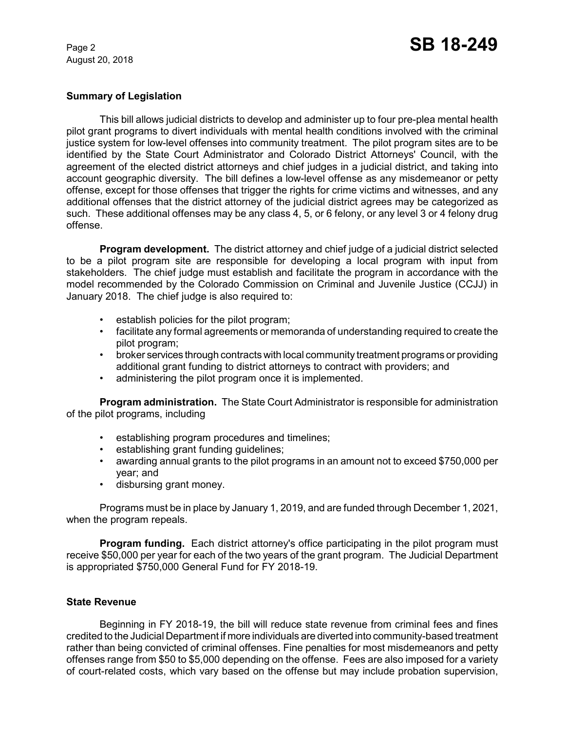## Summary of Legislation

This bill allows judicial districts to develop and administer up to four pre-plea mental health pilot grant programs to divert individuals with mental health conditions involved with the criminal justice system for low-level offenses into community treatment. The pilot program sites are to be identified by the State Court Administrator and Colorado District Attorneys' Council, with the agreement of the elected district attorneys and chief judges in a judicial district, and taking into account geographic diversity. The bill defines a low-level offense as any misdemeanor or petty offense, except for those offenses that trigger the rights for crime victims and witnesses, and any additional offenses that the district attorney of the judicial district agrees may be categorized as such. These additional offenses may be any class 4, 5, or 6 felony, or any level 3 or 4 felony drug offense.

**Program development.** The district attorney and chief judge of a judicial district selected to be a pilot program site are responsible for developing a local program with input from stakeholders. The chief judge must establish and facilitate the program in accordance with the model recommended by the Colorado Commission on Criminal and Juvenile Justice (CCJJ) in January 2018. The chief judge is also required to:

- establish policies for the pilot program;
- facilitate any formal agreements or memoranda of understanding required to create the pilot program;
- broker services through contracts with local community treatment programs or providing additional grant funding to district attorneys to contract with providers; and
- administering the pilot program once it is implemented.

**Program administration.** The State Court Administrator is responsible for administration of the pilot programs, including

- establishing program procedures and timelines;
- establishing grant funding guidelines;
- awarding annual grants to the pilot programs in an amount not to exceed $750,000 per year; and
- disbursing grant money.

Programs must be in place by January 1, 2019, and are funded through December 1, 2021, when the program repeals.

**Program funding.** Each district attorney's office participating in the pilot program must receive $50,000 per year for each of the two years of the grant program. The Judicial Department is appropriated $750,000 General Fund for FY 2018-19.

## State Revenue

Beginning in FY 2018-19, the bill will reduce state revenue from criminal fees and fines credited to the Judicial Department if more individuals are diverted into community-based treatment rather than being convicted of criminal offenses. Fine penalties for most misdemeanors and petty offenses range from $50 to $5,000 depending on the offense. Fees are also imposed for a variety of court-related costs, which vary based on the offense but may include probation supervision,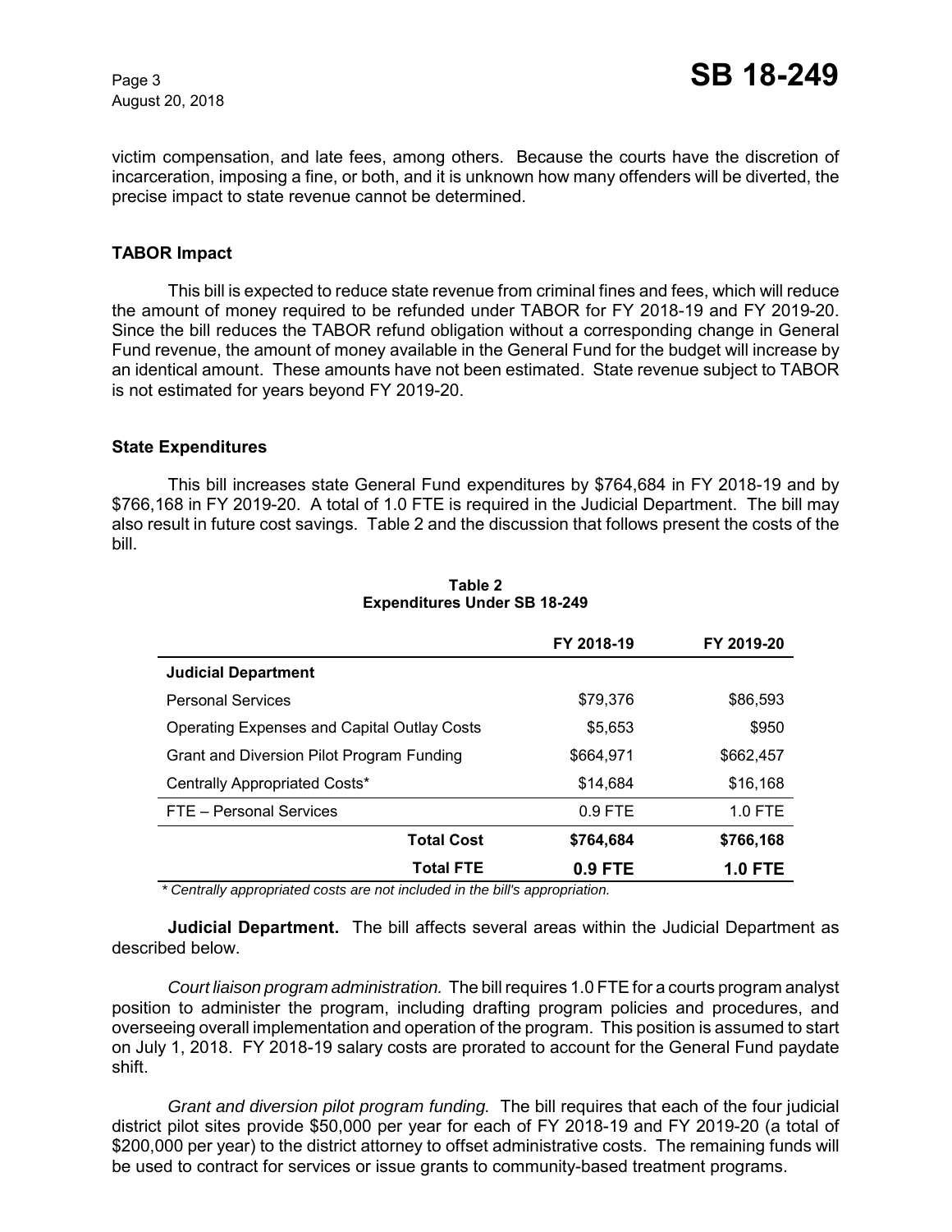victim compensation, and late fees, among others. Because the courts have the discretion of incarceration, imposing a fine, or both, and it is unknown how many offenders will be diverted, the precise impact to state revenue cannot be determined.

### TABOR Impact

This bill is expected to reduce state revenue from criminal fines and fees, which will reduce the amount of money required to be refunded under TABOR for FY 2018-19 and FY 2019-20. Since the bill reduces the TABOR refund obligation without a corresponding change in General Fund revenue, the amount of money available in the General Fund for the budget will increase by an identical amount. These amounts have not been estimated. State revenue subject to TABOR is not estimated for years beyond FY 2019-20.

### State Expenditures

This bill increases state General Fund expenditures by $764,684 in FY 2018-19 and by $766,168 in FY 2019-20. A total of 1.0 FTE is required in the Judicial Department. The bill may also result in future cost savings. Table 2 and the discussion that follows present the costs of the bill.

**Table 2**
**Expenditures Under SB 18-249**

| | FY 2018-19 | FY 2019-20 |
|---|---|---|
| **Judicial Department** | | |
| Personal Services | $79,376 | $86,593 |
| Operating Expenses and Capital Outlay Costs | $5,653 | $950 |
| Grant and Diversion Pilot Program Funding | $664,971 | $662,457 |
| Centrally Appropriated Costs* | $14,684 | $16,168 |
| FTE – Personal Services | 0.9 FTE | 1.0 FTE |
| **Total Cost** | **$764,684** | **$766,168** |
| **Total FTE** | **0.9 FTE** | **1.0 FTE** |

*\* Centrally appropriated costs are not included in the bill's appropriation.*

**Judicial Department.** The bill affects several areas within the Judicial Department as described below.

*Court liaison program administration.* The bill requires 1.0 FTE for a courts program analyst position to administer the program, including drafting program policies and procedures, and overseeing overall implementation and operation of the program. This position is assumed to start on July 1, 2018. FY 2018-19 salary costs are prorated to account for the General Fund paydate shift.

*Grant and diversion pilot program funding.* The bill requires that each of the four judicial district pilot sites provide $50,000 per year for each of FY 2018-19 and FY 2019-20 (a total of $200,000 per year) to the district attorney to offset administrative costs. The remaining funds will be used to contract for services or issue grants to community-based treatment programs.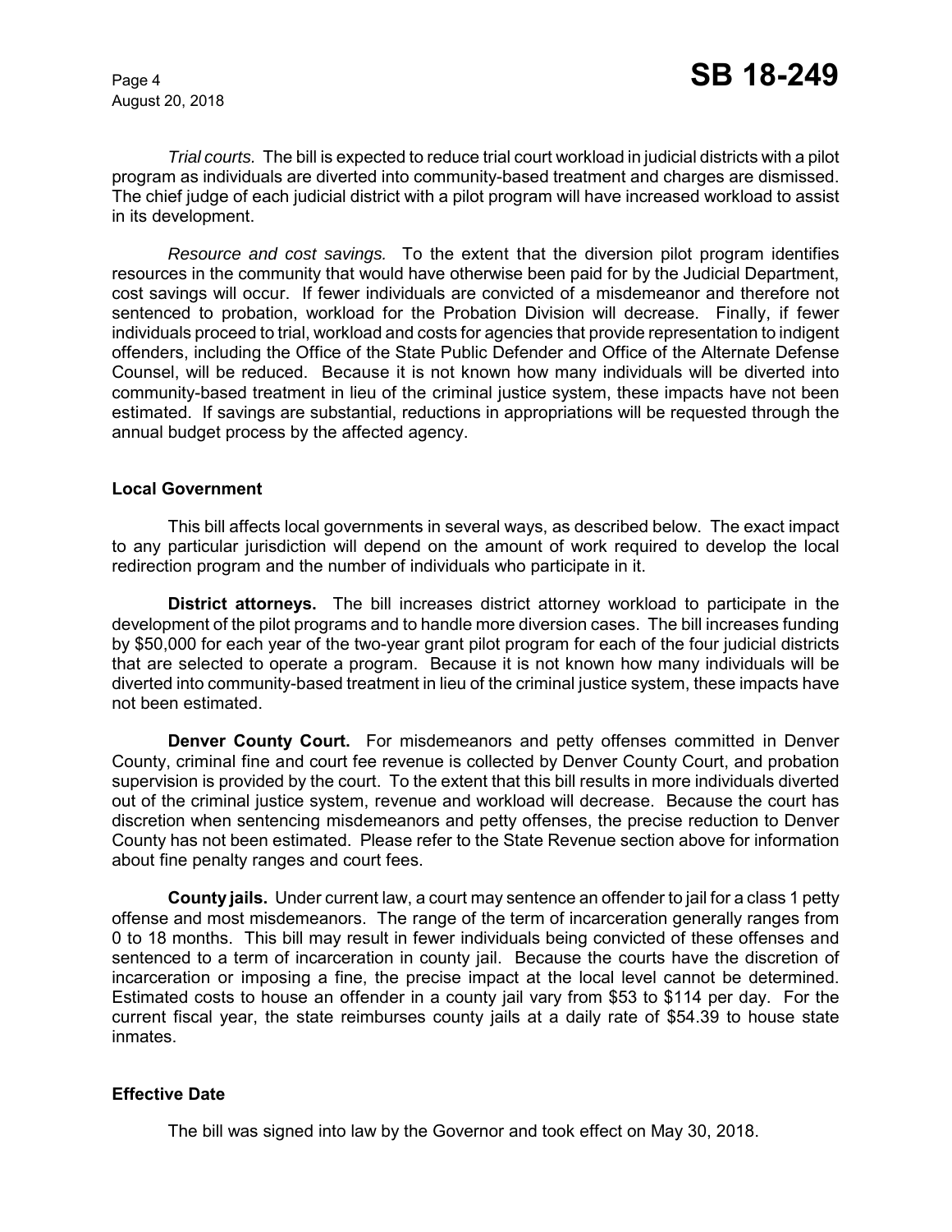*Trial courts.* The bill is expected to reduce trial court workload in judicial districts with a pilot program as individuals are diverted into community-based treatment and charges are dismissed. The chief judge of each judicial district with a pilot program will have increased workload to assist in its development.

*Resource and cost savings.* To the extent that the diversion pilot program identifies resources in the community that would have otherwise been paid for by the Judicial Department, cost savings will occur. If fewer individuals are convicted of a misdemeanor and therefore not sentenced to probation, workload for the Probation Division will decrease. Finally, if fewer individuals proceed to trial, workload and costs for agencies that provide representation to indigent offenders, including the Office of the State Public Defender and Office of the Alternate Defense Counsel, will be reduced. Because it is not known how many individuals will be diverted into community-based treatment in lieu of the criminal justice system, these impacts have not been estimated. If savings are substantial, reductions in appropriations will be requested through the annual budget process by the affected agency.

### Local Government

This bill affects local governments in several ways, as described below. The exact impact to any particular jurisdiction will depend on the amount of work required to develop the local redirection program and the number of individuals who participate in it.

**District attorneys.** The bill increases district attorney workload to participate in the development of the pilot programs and to handle more diversion cases. The bill increases funding by $50,000 for each year of the two-year grant pilot program for each of the four judicial districts that are selected to operate a program. Because it is not known how many individuals will be diverted into community-based treatment in lieu of the criminal justice system, these impacts have not been estimated.

**Denver County Court.** For misdemeanors and petty offenses committed in Denver County, criminal fine and court fee revenue is collected by Denver County Court, and probation supervision is provided by the court. To the extent that this bill results in more individuals diverted out of the criminal justice system, revenue and workload will decrease. Because the court has discretion when sentencing misdemeanors and petty offenses, the precise reduction to Denver County has not been estimated. Please refer to the State Revenue section above for information about fine penalty ranges and court fees.

**County jails.** Under current law, a court may sentence an offender to jail for a class 1 petty offense and most misdemeanors. The range of the term of incarceration generally ranges from 0 to 18 months. This bill may result in fewer individuals being convicted of these offenses and sentenced to a term of incarceration in county jail. Because the courts have the discretion of incarceration or imposing a fine, the precise impact at the local level cannot be determined. Estimated costs to house an offender in a county jail vary from $53 to $114 per day. For the current fiscal year, the state reimburses county jails at a daily rate of $54.39 to house state inmates.

### Effective Date

The bill was signed into law by the Governor and took effect on May 30, 2018.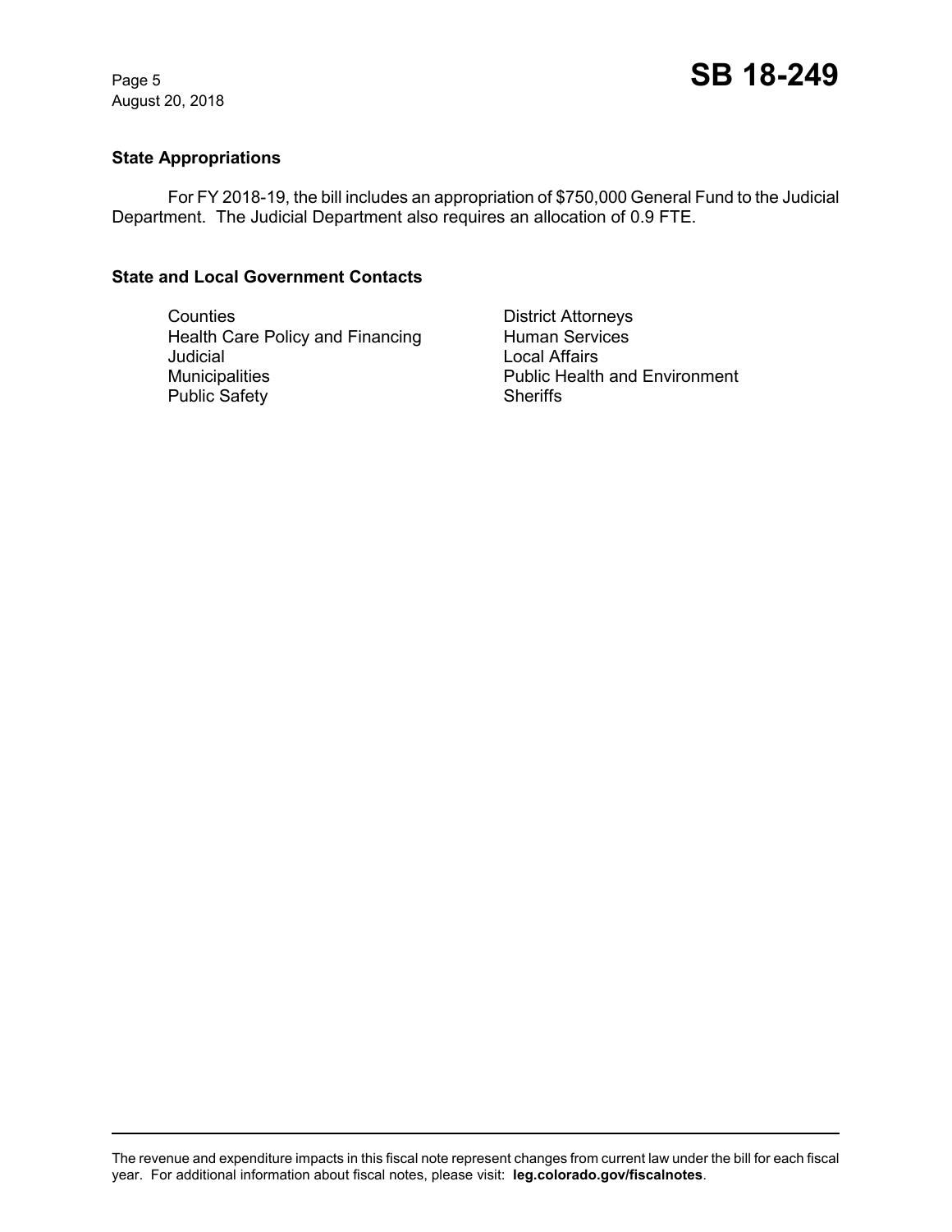### State Appropriations

For FY 2018-19, the bill includes an appropriation of $750,000 General Fund to the Judicial Department. The Judicial Department also requires an allocation of 0.9 FTE.

### State and Local Government Contacts

| | |
|---|---|
| Counties | District Attorneys |
| Health Care Policy and Financing | Human Services |
| Judicial | Local Affairs |
| Municipalities | Public Health and Environment |
| Public Safety | Sheriffs |

The revenue and expenditure impacts in this fiscal note represent changes from current law under the bill for each fiscal year. For additional information about fiscal notes, please visit: **leg.colorado.gov/fiscalnotes**.